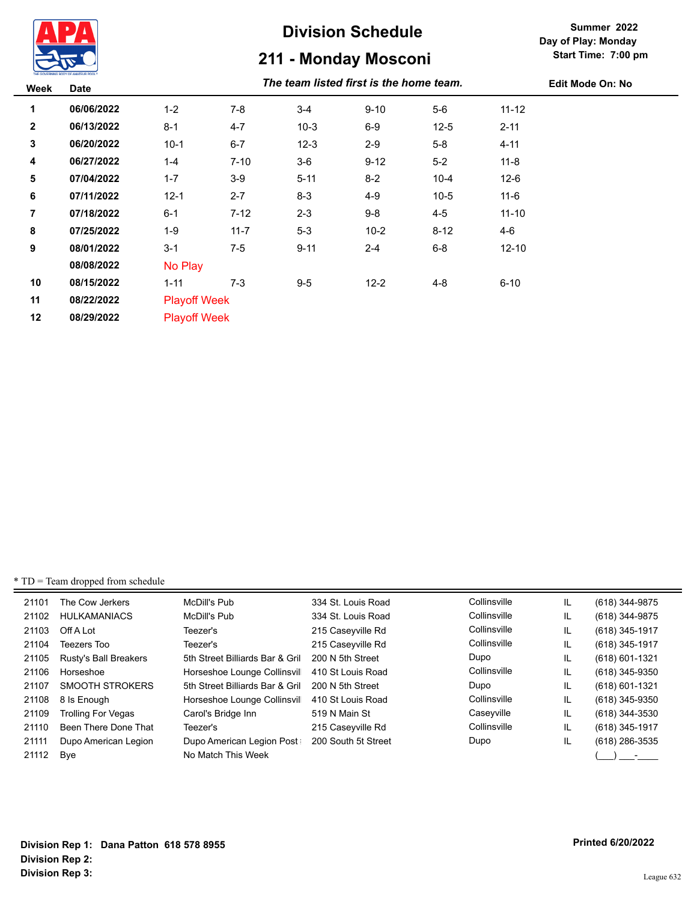# Division Schedule

## 211 - Monday Mosconi

**Summer 2022**
**Day of Play: Monday**
**Start Time: 7:00 pm**

*The team listed first is the home team.*

**Edit Mode On: No**

| Week | Date | | | | | | |
|---|---|---|---|---|---|---|---|
| **1** | **06/06/2022** | 1-2 | 7-8 | 3-4 | 9-10 | 5-6 | 11-12 |
| **2** | **06/13/2022** | 8-1 | 4-7 | 10-3 | 6-9 | 12-5 | 2-11 |
| **3** | **06/20/2022** | 10-1 | 6-7 | 12-3 | 2-9 | 5-8 | 4-11 |
| **4** | **06/27/2022** | 1-4 | 7-10 | 3-6 | 9-12 | 5-2 | 11-8 |
| **5** | **07/04/2022** | 1-7 | 3-9 | 5-11 | 8-2 | 10-4 | 12-6 |
| **6** | **07/11/2022** | 12-1 | 2-7 | 8-3 | 4-9 | 10-5 | 11-6 |
| **7** | **07/18/2022** | 6-1 | 7-12 | 2-3 | 9-8 | 4-5 | 11-10 |
| **8** | **07/25/2022** | 1-9 | 11-7 | 5-3 | 10-2 | 8-12 | 4-6 |
| **9** | **08/01/2022** | 3-1 | 7-5 | 9-11 | 2-4 | 6-8 | 12-10 |
| | **08/08/2022** | No Play | | | | | |
| **10** | **08/15/2022** | 1-11 | 7-3 | 9-5 | 12-2 | 4-8 | 6-10 |
| **11** | **08/22/2022** | Playoff Week | | | | | |
| **12** | **08/29/2022** | Playoff Week | | | | | |

\* TD = Team dropped from schedule

| | | | | | | |
|---|---|---|---|---|---|---|
| 21101 | The Cow Jerkers | McDill's Pub | 334 St. Louis Road | Collinsville | IL | (618) 344-9875 |
| 21102 | HULKAMANIACS | McDill's Pub | 334 St. Louis Road | Collinsville | IL | (618) 344-9875 |
| 21103 | Off A Lot | Teezer's | 215 Caseyville Rd | Collinsville | IL | (618) 345-1917 |
| 21104 | Teezers Too | Teezer's | 215 Caseyville Rd | Collinsville | IL | (618) 345-1917 |
| 21105 | Rusty's Ball Breakers | 5th Street Billiards Bar & Gril | 200 N 5th Street | Dupo | IL | (618) 601-1321 |
| 21106 | Horseshoe | Horseshoe Lounge Collinsvil | 410 St Louis Road | Collinsville | IL | (618) 345-9350 |
| 21107 | SMOOTH STROKERS | 5th Street Billiards Bar & Gril | 200 N 5th Street | Dupo | IL | (618) 601-1321 |
| 21108 | 8 Is Enough | Horseshoe Lounge Collinsvil | 410 St Louis Road | Collinsville | IL | (618) 345-9350 |
| 21109 | Trolling For Vegas | Carol's Bridge Inn | 519 N Main St | Caseyville | IL | (618) 344-3530 |
| 21110 | Been There Done That | Teezer's | 215 Caseyville Rd | Collinsville | IL | (618) 345-1917 |
| 21111 | Dupo American Legion | Dupo American Legion Post : | 200 South 5t Street | Dupo | IL | (618) 286-3535 |
| 21112 | Bye | No Match This Week | | | | (___) ___-____ |

**Division Rep 1: Dana Patton 618 578 8955**
**Division Rep 2:**
**Division Rep 3:**

**Printed 6/20/2022**

League 632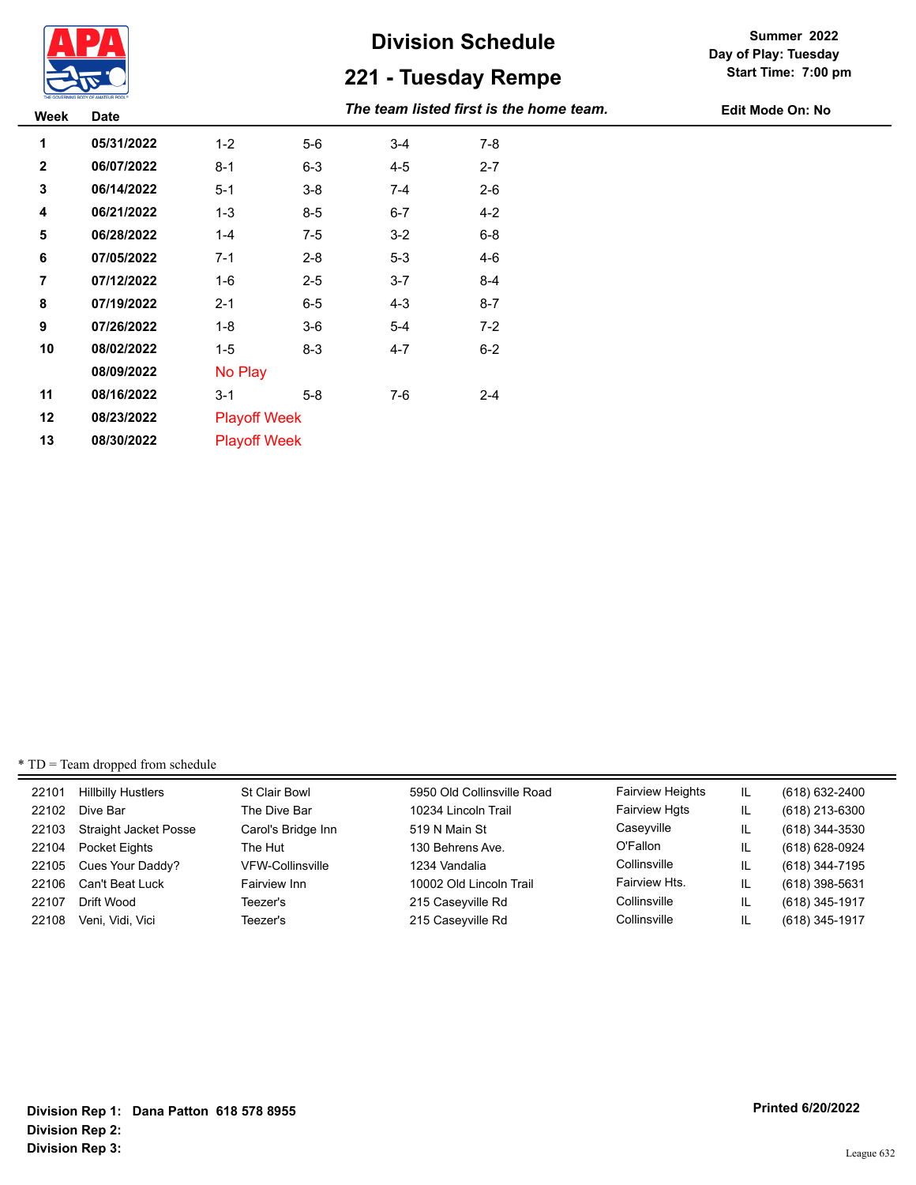# Division Schedule

## 221 - Tuesday Rempe

**Summer 2022**
**Day of Play: Tuesday**
**Start Time: 7:00 pm**

*The team listed first is the home team.*

**Edit Mode On: No**

| Week | Date | | | | |
|---|---|---|---|---|---|
| **1** | **05/31/2022** | 1-2 | 5-6 | 3-4 | 7-8 |
| **2** | **06/07/2022** | 8-1 | 6-3 | 4-5 | 2-7 |
| **3** | **06/14/2022** | 5-1 | 3-8 | 7-4 | 2-6 |
| **4** | **06/21/2022** | 1-3 | 8-5 | 6-7 | 4-2 |
| **5** | **06/28/2022** | 1-4 | 7-5 | 3-2 | 6-8 |
| **6** | **07/05/2022** | 7-1 | 2-8 | 5-3 | 4-6 |
| **7** | **07/12/2022** | 1-6 | 2-5 | 3-7 | 8-4 |
| **8** | **07/19/2022** | 2-1 | 6-5 | 4-3 | 8-7 |
| **9** | **07/26/2022** | 1-8 | 3-6 | 5-4 | 7-2 |
| **10** | **08/02/2022** | 1-5 | 8-3 | 4-7 | 6-2 |
| | **08/09/2022** | No Play | | | |
| **11** | **08/16/2022** | 3-1 | 5-8 | 7-6 | 2-4 |
| **12** | **08/23/2022** | Playoff Week | | | |
| **13** | **08/30/2022** | Playoff Week | | | |

\* TD = Team dropped from schedule

| | | | | | | |
|---|---|---|---|---|---|---|
| 22101 | Hillbilly Hustlers | St Clair Bowl | 5950 Old Collinsville Road | Fairview Heights | IL | (618) 632-2400 |
| 22102 | Dive Bar | The Dive Bar | 10234 Lincoln Trail | Fairview Hgts | IL | (618) 213-6300 |
| 22103 | Straight Jacket Posse | Carol's Bridge Inn | 519 N Main St | Caseyville | IL | (618) 344-3530 |
| 22104 | Pocket Eights | The Hut | 130 Behrens Ave. | O'Fallon | IL | (618) 628-0924 |
| 22105 | Cues Your Daddy? | VFW-Collinsville | 1234 Vandalia | Collinsville | IL | (618) 344-7195 |
| 22106 | Can't Beat Luck | Fairview Inn | 10002 Old Lincoln Trail | Fairview Hts. | IL | (618) 398-5631 |
| 22107 | Drift Wood | Teezer's | 215 Caseyville Rd | Collinsville | IL | (618) 345-1917 |
| 22108 | Veni, Vidi, Vici | Teezer's | 215 Caseyville Rd | Collinsville | IL | (618) 345-1917 |

**Division Rep 1: Dana Patton 618 578 8955**
**Division Rep 2:**
**Division Rep 3:**

**Printed 6/20/2022**

League 632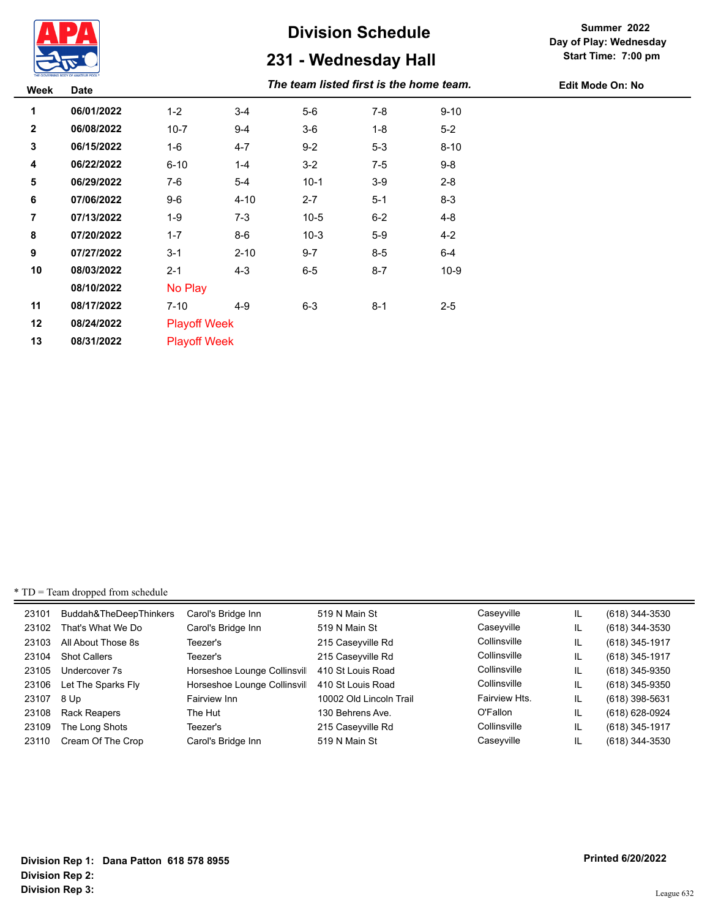# Division Schedule

## 231 - Wednesday Hall

**Summer 2022**
**Day of Play: Wednesday**
**Start Time: 7:00 pm**

***The team listed first is the home team.***

**Edit Mode On: No**

| Week | Date | | | | | |
|---|---|---|---|---|---|---|
| **1** | **06/01/2022** | 1-2 | 3-4 | 5-6 | 7-8 | 9-10 |
| **2** | **06/08/2022** | 10-7 | 9-4 | 3-6 | 1-8 | 5-2 |
| **3** | **06/15/2022** | 1-6 | 4-7 | 9-2 | 5-3 | 8-10 |
| **4** | **06/22/2022** | 6-10 | 1-4 | 3-2 | 7-5 | 9-8 |
| **5** | **06/29/2022** | 7-6 | 5-4 | 10-1 | 3-9 | 2-8 |
| **6** | **07/06/2022** | 9-6 | 4-10 | 2-7 | 5-1 | 8-3 |
| **7** | **07/13/2022** | 1-9 | 7-3 | 10-5 | 6-2 | 4-8 |
| **8** | **07/20/2022** | 1-7 | 8-6 | 10-3 | 5-9 | 4-2 |
| **9** | **07/27/2022** | 3-1 | 2-10 | 9-7 | 8-5 | 6-4 |
| **10** | **08/03/2022** | 2-1 | 4-3 | 6-5 | 8-7 | 10-9 |
| | **08/10/2022** | No Play | | | | |
| **11** | **08/17/2022** | 7-10 | 4-9 | 6-3 | 8-1 | 2-5 |
| **12** | **08/24/2022** | Playoff Week | | | | |
| **13** | **08/31/2022** | Playoff Week | | | | |

\* TD = Team dropped from schedule

| | | | | | | |
|---|---|---|---|---|---|---|
| 23101 | Buddah&TheDeepThinkers | Carol's Bridge Inn | 519 N Main St | Caseyville | IL | (618) 344-3530 |
| 23102 | That's What We Do | Carol's Bridge Inn | 519 N Main St | Caseyville | IL | (618) 344-3530 |
| 23103 | All About Those 8s | Teezer's | 215 Caseyville Rd | Collinsville | IL | (618) 345-1917 |
| 23104 | Shot Callers | Teezer's | 215 Caseyville Rd | Collinsville | IL | (618) 345-1917 |
| 23105 | Undercover 7s | Horseshoe Lounge Collinsvil | 410 St Louis Road | Collinsville | IL | (618) 345-9350 |
| 23106 | Let The Sparks Fly | Horseshoe Lounge Collinsvil | 410 St Louis Road | Collinsville | IL | (618) 345-9350 |
| 23107 | 8 Up | Fairview Inn | 10002 Old Lincoln Trail | Fairview Hts. | IL | (618) 398-5631 |
| 23108 | Rack Reapers | The Hut | 130 Behrens Ave. | O'Fallon | IL | (618) 628-0924 |
| 23109 | The Long Shots | Teezer's | 215 Caseyville Rd | Collinsville | IL | (618) 345-1917 |
| 23110 | Cream Of The Crop | Carol's Bridge Inn | 519 N Main St | Caseyville | IL | (618) 344-3530 |

**Division Rep 1: Dana Patton 618 578 8955**
**Division Rep 2:**
**Division Rep 3:**

**Printed 6/20/2022**

League 632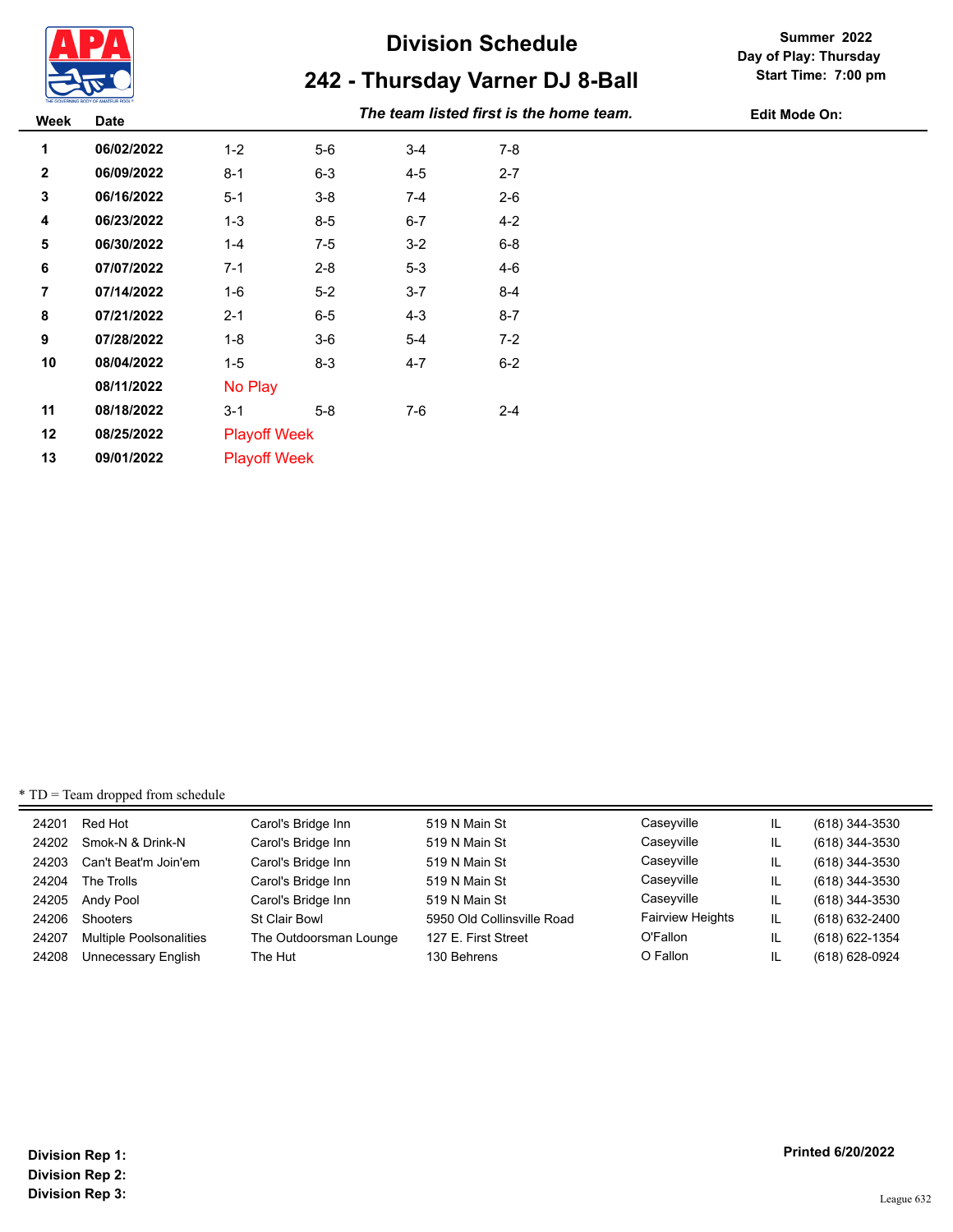# Division Schedule

## 242 - Thursday Varner DJ 8-Ball

**Summer 2022**
**Day of Play: Thursday**
**Start Time: 7:00 pm**

*The team listed first is the home team.*

**Edit Mode On:**

| Week | Date | | | | |
|---|---|---|---|---|---|
| 1 | 06/02/2022 | 1-2 | 5-6 | 3-4 | 7-8 |
| 2 | 06/09/2022 | 8-1 | 6-3 | 4-5 | 2-7 |
| 3 | 06/16/2022 | 5-1 | 3-8 | 7-4 | 2-6 |
| 4 | 06/23/2022 | 1-3 | 8-5 | 6-7 | 4-2 |
| 5 | 06/30/2022 | 1-4 | 7-5 | 3-2 | 6-8 |
| 6 | 07/07/2022 | 7-1 | 2-8 | 5-3 | 4-6 |
| 7 | 07/14/2022 | 1-6 | 5-2 | 3-7 | 8-4 |
| 8 | 07/21/2022 | 2-1 | 6-5 | 4-3 | 8-7 |
| 9 | 07/28/2022 | 1-8 | 3-6 | 5-4 | 7-2 |
| 10 | 08/04/2022 | 1-5 | 8-3 | 4-7 | 6-2 |
| | 08/11/2022 | No Play | | | |
| 11 | 08/18/2022 | 3-1 | 5-8 | 7-6 | 2-4 |
| 12 | 08/25/2022 | Playoff Week | | | |
| 13 | 09/01/2022 | Playoff Week | | | |

\* TD = Team dropped from schedule

| | | | | | | |
|---|---|---|---|---|---|---|
| 24201 | Red Hot | Carol's Bridge Inn | 519 N Main St | Caseyville | IL | (618) 344-3530 |
| 24202 | Smok-N & Drink-N | Carol's Bridge Inn | 519 N Main St | Caseyville | IL | (618) 344-3530 |
| 24203 | Can't Beat'm Join'em | Carol's Bridge Inn | 519 N Main St | Caseyville | IL | (618) 344-3530 |
| 24204 | The Trolls | Carol's Bridge Inn | 519 N Main St | Caseyville | IL | (618) 344-3530 |
| 24205 | Andy Pool | Carol's Bridge Inn | 519 N Main St | Caseyville | IL | (618) 344-3530 |
| 24206 | Shooters | St Clair Bowl | 5950 Old Collinsville Road | Fairview Heights | IL | (618) 632-2400 |
| 24207 | Multiple Poolsonalities | The Outdoorsman Lounge | 127 E. First Street | O'Fallon | IL | (618) 622-1354 |
| 24208 | Unnecessary English | The Hut | 130 Behrens | O Fallon | IL | (618) 628-0924 |

**Division Rep 1:**
**Division Rep 2:**
**Division Rep 3:**

**Printed 6/20/2022**

League 632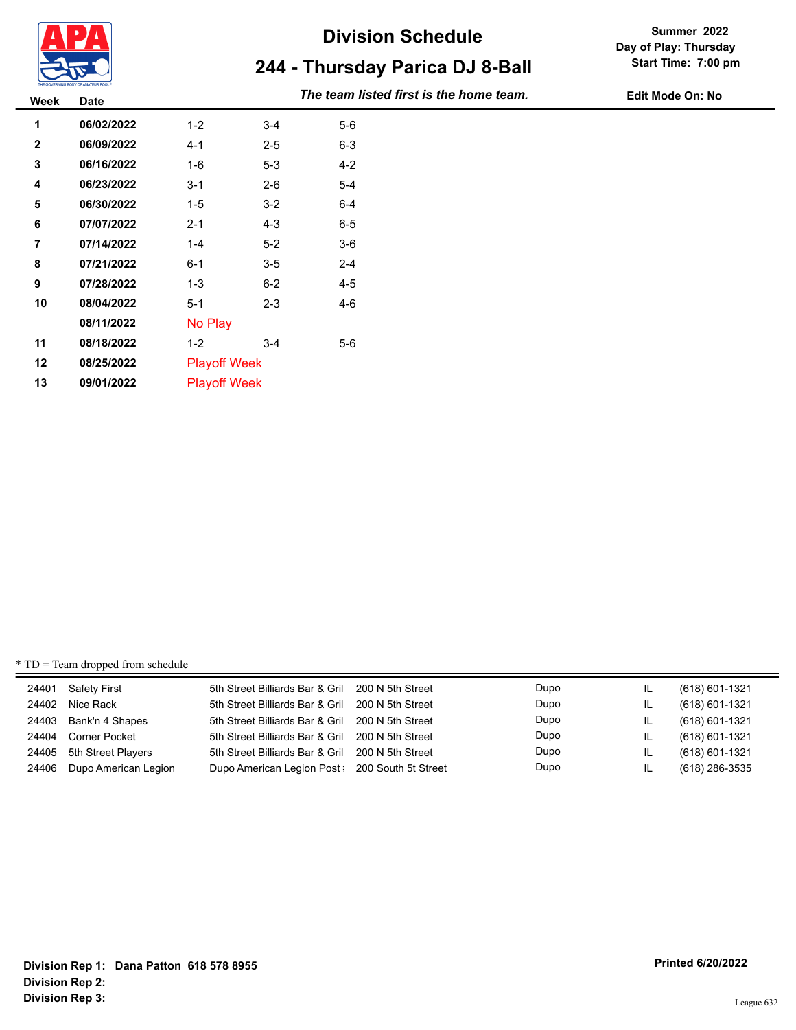# Division Schedule

## 244 - Thursday Parica DJ 8-Ball

**Summer 2022**
**Day of Play: Thursday**
**Start Time: 7:00 pm**

*The team listed first is the home team.*

**Edit Mode On: No**

| Week | Date | | | |
|---|---|---|---|---|
| **1** | **06/02/2022** | 1-2 | 3-4 | 5-6 |
| **2** | **06/09/2022** | 4-1 | 2-5 | 6-3 |
| **3** | **06/16/2022** | 1-6 | 5-3 | 4-2 |
| **4** | **06/23/2022** | 3-1 | 2-6 | 5-4 |
| **5** | **06/30/2022** | 1-5 | 3-2 | 6-4 |
| **6** | **07/07/2022** | 2-1 | 4-3 | 6-5 |
| **7** | **07/14/2022** | 1-4 | 5-2 | 3-6 |
| **8** | **07/21/2022** | 6-1 | 3-5 | 2-4 |
| **9** | **07/28/2022** | 1-3 | 6-2 | 4-5 |
| **10** | **08/04/2022** | 5-1 | 2-3 | 4-6 |
| | **08/11/2022** | No Play | | |
| **11** | **08/18/2022** | 1-2 | 3-4 | 5-6 |
| **12** | **08/25/2022** | Playoff Week | | |
| **13** | **09/01/2022** | Playoff Week | | |

* TD = Team dropped from schedule

| | | | | | | |
|---|---|---|---|---|---|---|
| 24401 | Safety First | 5th Street Billiards Bar & Gril | 200 N 5th Street | Dupo | IL | (618) 601-1321 |
| 24402 | Nice Rack | 5th Street Billiards Bar & Gril | 200 N 5th Street | Dupo | IL | (618) 601-1321 |
| 24403 | Bank'n 4 Shapes | 5th Street Billiards Bar & Gril | 200 N 5th Street | Dupo | IL | (618) 601-1321 |
| 24404 | Corner Pocket | 5th Street Billiards Bar & Gril | 200 N 5th Street | Dupo | IL | (618) 601-1321 |
| 24405 | 5th Street Players | 5th Street Billiards Bar & Gril | 200 N 5th Street | Dupo | IL | (618) 601-1321 |
| 24406 | Dupo American Legion | Dupo American Legion Post : | 200 South 5t Street | Dupo | IL | (618) 286-3535 |

**Division Rep 1: Dana Patton 618 578 8955**
**Division Rep 2:**
**Division Rep 3:**

**Printed 6/20/2022**

League 632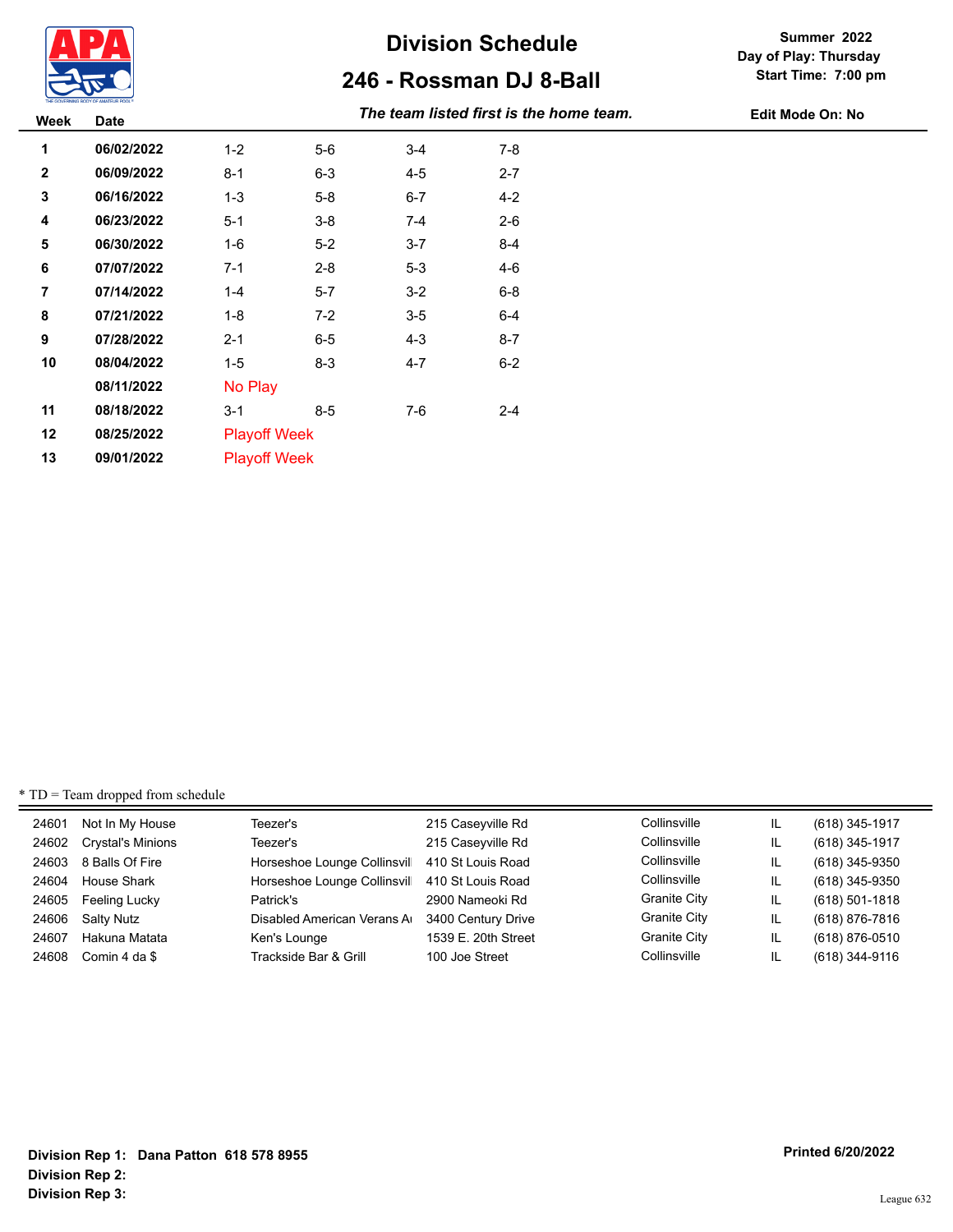# Division Schedule

## 246 - Rossman DJ 8-Ball

**Summer 2022**
**Day of Play: Thursday**
**Start Time: 7:00 pm**

*The team listed first is the home team.*

**Edit Mode On: No**

| Week | Date | | | | |
|---|---|---|---|---|---|
| 1 | 06/02/2022 | 1-2 | 5-6 | 3-4 | 7-8 |
| 2 | 06/09/2022 | 8-1 | 6-3 | 4-5 | 2-7 |
| 3 | 06/16/2022 | 1-3 | 5-8 | 6-7 | 4-2 |
| 4 | 06/23/2022 | 5-1 | 3-8 | 7-4 | 2-6 |
| 5 | 06/30/2022 | 1-6 | 5-2 | 3-7 | 8-4 |
| 6 | 07/07/2022 | 7-1 | 2-8 | 5-3 | 4-6 |
| 7 | 07/14/2022 | 1-4 | 5-7 | 3-2 | 6-8 |
| 8 | 07/21/2022 | 1-8 | 7-2 | 3-5 | 6-4 |
| 9 | 07/28/2022 | 2-1 | 6-5 | 4-3 | 8-7 |
| 10 | 08/04/2022 | 1-5 | 8-3 | 4-7 | 6-2 |
| | 08/11/2022 | No Play | | | |
| 11 | 08/18/2022 | 3-1 | 8-5 | 7-6 | 2-4 |
| 12 | 08/25/2022 | Playoff Week | | | |
| 13 | 09/01/2022 | Playoff Week | | | |

* TD = Team dropped from schedule

| | | | | | | |
|---|---|---|---|---|---|---|
| 24601 | Not In My House | Teezer's | 215 Caseyville Rd | Collinsville | IL | (618) 345-1917 |
| 24602 | Crystal's Minions | Teezer's | 215 Caseyville Rd | Collinsville | IL | (618) 345-1917 |
| 24603 | 8 Balls Of Fire | Horseshoe Lounge Collinsvil | 410 St Louis Road | Collinsville | IL | (618) 345-9350 |
| 24604 | House Shark | Horseshoe Lounge Collinsvil | 410 St Louis Road | Collinsville | IL | (618) 345-9350 |
| 24605 | Feeling Lucky | Patrick's | 2900 Nameoki Rd | Granite City | IL | (618) 501-1818 |
| 24606 | Salty Nutz | Disabled American Verans A | 3400 Century Drive | Granite City | IL | (618) 876-7816 |
| 24607 | Hakuna Matata | Ken's Lounge | 1539 E. 20th Street | Granite City | IL | (618) 876-0510 |
| 24608 | Comin 4 da $ | Trackside Bar & Grill | 100 Joe Street | Collinsville | IL | (618) 344-9116 |

**Division Rep 1: Dana Patton 618 578 8955**
**Division Rep 2:**
**Division Rep 3:**

**Printed 6/20/2022**

League 632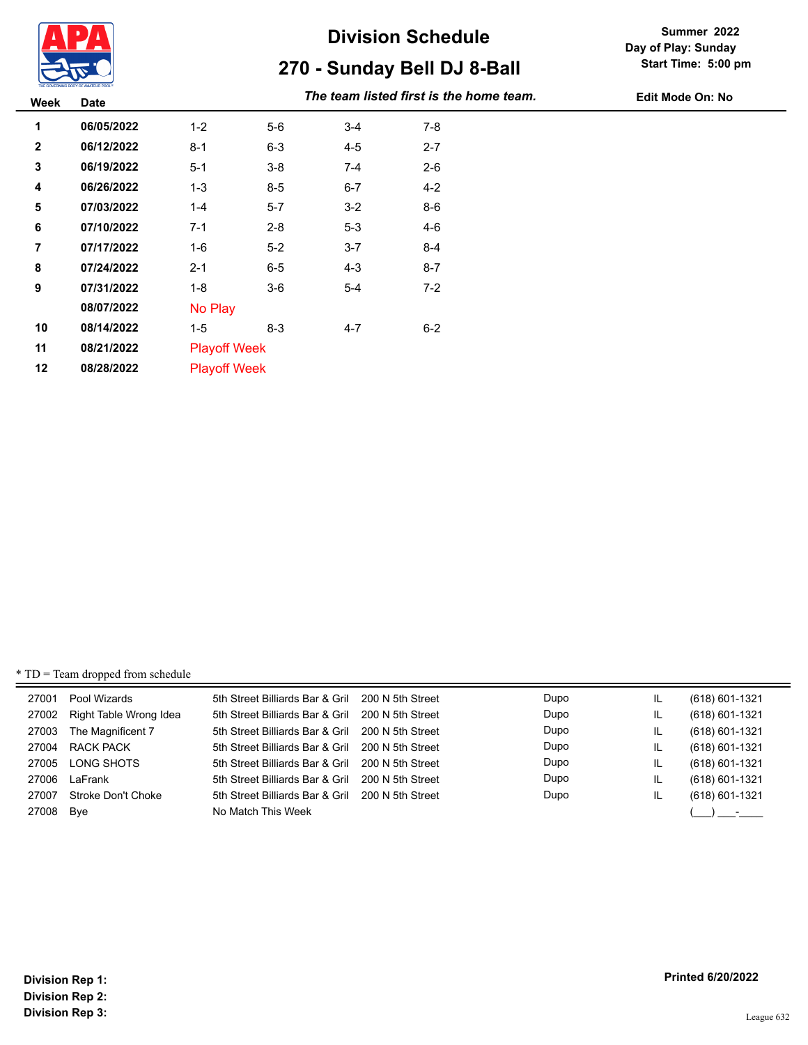# Division Schedule

## 270 - Sunday Bell DJ 8-Ball

**Summer 2022**
**Day of Play: Sunday**
**Start Time: 5:00 pm**

***The team listed first is the home team.***

**Edit Mode On: No**

| Week | Date | | | | |
|---|---|---|---|---|---|
| **1** | **06/05/2022** | 1-2 | 5-6 | 3-4 | 7-8 |
| **2** | **06/12/2022** | 8-1 | 6-3 | 4-5 | 2-7 |
| **3** | **06/19/2022** | 5-1 | 3-8 | 7-4 | 2-6 |
| **4** | **06/26/2022** | 1-3 | 8-5 | 6-7 | 4-2 |
| **5** | **07/03/2022** | 1-4 | 5-7 | 3-2 | 8-6 |
| **6** | **07/10/2022** | 7-1 | 2-8 | 5-3 | 4-6 |
| **7** | **07/17/2022** | 1-6 | 5-2 | 3-7 | 8-4 |
| **8** | **07/24/2022** | 2-1 | 6-5 | 4-3 | 8-7 |
| **9** | **07/31/2022** | 1-8 | 3-6 | 5-4 | 7-2 |
| | **08/07/2022** | No Play | | | |
| **10** | **08/14/2022** | 1-5 | 8-3 | 4-7 | 6-2 |
| **11** | **08/21/2022** | Playoff Week | | | |
| **12** | **08/28/2022** | Playoff Week | | | |

\* TD = Team dropped from schedule

| | | | | | | |
|---|---|---|---|---|---|---|
| 27001 | Pool Wizards | 5th Street Billiards Bar & Gril | 200 N 5th Street | Dupo | IL | (618) 601-1321 |
| 27002 | Right Table Wrong Idea | 5th Street Billiards Bar & Gril | 200 N 5th Street | Dupo | IL | (618) 601-1321 |
| 27003 | The Magnificent 7 | 5th Street Billiards Bar & Gril | 200 N 5th Street | Dupo | IL | (618) 601-1321 |
| 27004 | RACK PACK | 5th Street Billiards Bar & Gril | 200 N 5th Street | Dupo | IL | (618) 601-1321 |
| 27005 | LONG SHOTS | 5th Street Billiards Bar & Gril | 200 N 5th Street | Dupo | IL | (618) 601-1321 |
| 27006 | LaFrank | 5th Street Billiards Bar & Gril | 200 N 5th Street | Dupo | IL | (618) 601-1321 |
| 27007 | Stroke Don't Choke | 5th Street Billiards Bar & Gril | 200 N 5th Street | Dupo | IL | (618) 601-1321 |
| 27008 | Bye | No Match This Week | | | | (___) ___-____ |

**Division Rep 1:**
**Division Rep 2:**
**Division Rep 3:**

**Printed 6/20/2022**

League 632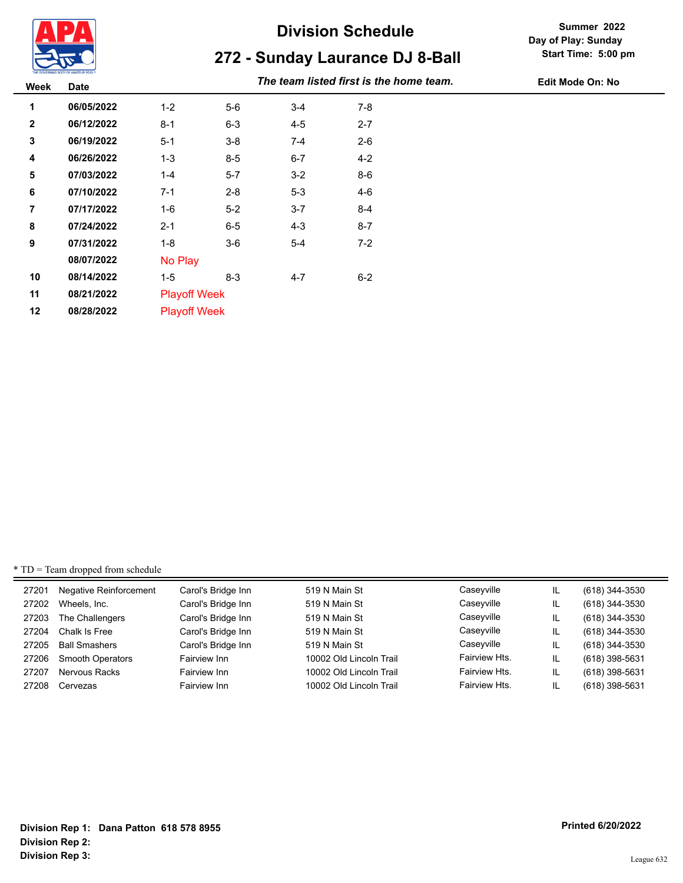# Division Schedule

## 272 - Sunday Laurance DJ 8-Ball

**Summer 2022**
**Day of Play: Sunday**
**Start Time: 5:00 pm**

***The team listed first is the home team.***

**Edit Mode On: No**

| Week | Date | | | | |
|---|---|---|---|---|---|
| 1 | 06/05/2022 | 1-2 | 5-6 | 3-4 | 7-8 |
| 2 | 06/12/2022 | 8-1 | 6-3 | 4-5 | 2-7 |
| 3 | 06/19/2022 | 5-1 | 3-8 | 7-4 | 2-6 |
| 4 | 06/26/2022 | 1-3 | 8-5 | 6-7 | 4-2 |
| 5 | 07/03/2022 | 1-4 | 5-7 | 3-2 | 8-6 |
| 6 | 07/10/2022 | 7-1 | 2-8 | 5-3 | 4-6 |
| 7 | 07/17/2022 | 1-6 | 5-2 | 3-7 | 8-4 |
| 8 | 07/24/2022 | 2-1 | 6-5 | 4-3 | 8-7 |
| 9 | 07/31/2022 | 1-8 | 3-6 | 5-4 | 7-2 |
| | 08/07/2022 | No Play | | | |
| 10 | 08/14/2022 | 1-5 | 8-3 | 4-7 | 6-2 |
| 11 | 08/21/2022 | Playoff Week | | | |
| 12 | 08/28/2022 | Playoff Week | | | |

* TD = Team dropped from schedule

| | | | | | | |
|---|---|---|---|---|---|---|
| 27201 | Negative Reinforcement | Carol's Bridge Inn | 519 N Main St | Caseyville | IL | (618) 344-3530 |
| 27202 | Wheels, Inc. | Carol's Bridge Inn | 519 N Main St | Caseyville | IL | (618) 344-3530 |
| 27203 | The Challengers | Carol's Bridge Inn | 519 N Main St | Caseyville | IL | (618) 344-3530 |
| 27204 | Chalk Is Free | Carol's Bridge Inn | 519 N Main St | Caseyville | IL | (618) 344-3530 |
| 27205 | Ball Smashers | Carol's Bridge Inn | 519 N Main St | Caseyville | IL | (618) 344-3530 |
| 27206 | Smooth Operators | Fairview Inn | 10002 Old Lincoln Trail | Fairview Hts. | IL | (618) 398-5631 |
| 27207 | Nervous Racks | Fairview Inn | 10002 Old Lincoln Trail | Fairview Hts. | IL | (618) 398-5631 |
| 27208 | Cervezas | Fairview Inn | 10002 Old Lincoln Trail | Fairview Hts. | IL | (618) 398-5631 |

**Division Rep 1: Dana Patton 618 578 8955**
**Division Rep 2:**
**Division Rep 3:**

**Printed 6/20/2022**

League 632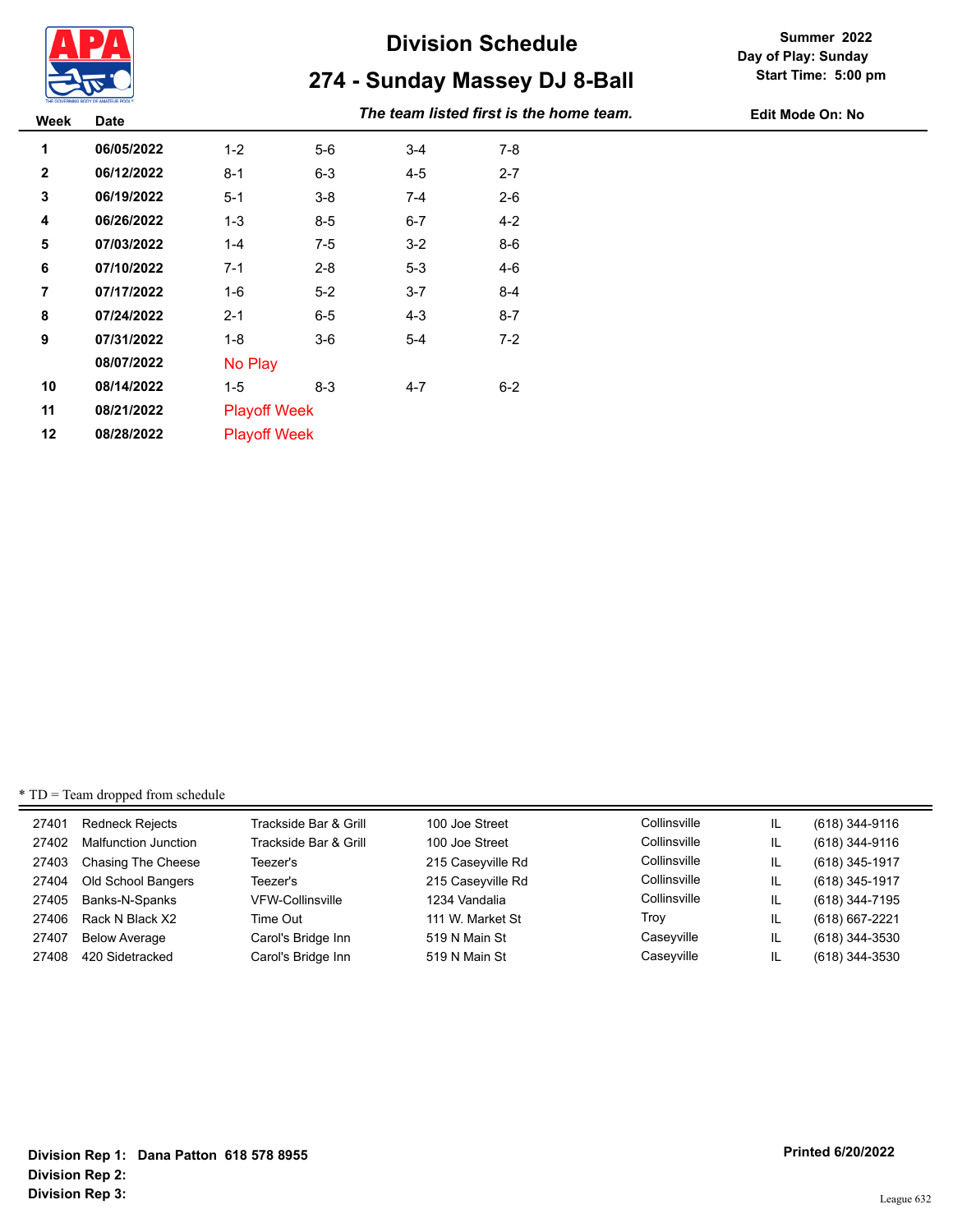# Division Schedule

## 274 - Sunday Massey DJ 8-Ball

**Summer 2022**
**Day of Play: Sunday**
**Start Time: 5:00 pm**

*The team listed first is the home team.*

**Edit Mode On: No**

| Week | Date | | | | |
|---|---|---|---|---|---|
| 1 | 06/05/2022 | 1-2 | 5-6 | 3-4 | 7-8 |
| 2 | 06/12/2022 | 8-1 | 6-3 | 4-5 | 2-7 |
| 3 | 06/19/2022 | 5-1 | 3-8 | 7-4 | 2-6 |
| 4 | 06/26/2022 | 1-3 | 8-5 | 6-7 | 4-2 |
| 5 | 07/03/2022 | 1-4 | 7-5 | 3-2 | 8-6 |
| 6 | 07/10/2022 | 7-1 | 2-8 | 5-3 | 4-6 |
| 7 | 07/17/2022 | 1-6 | 5-2 | 3-7 | 8-4 |
| 8 | 07/24/2022 | 2-1 | 6-5 | 4-3 | 8-7 |
| 9 | 07/31/2022 | 1-8 | 3-6 | 5-4 | 7-2 |
| | 08/07/2022 | No Play | | | |
| 10 | 08/14/2022 | 1-5 | 8-3 | 4-7 | 6-2 |
| 11 | 08/21/2022 | Playoff Week | | | |
| 12 | 08/28/2022 | Playoff Week | | | |

* TD = Team dropped from schedule

| | | | | | | |
|---|---|---|---|---|---|---|
| 27401 | Redneck Rejects | Trackside Bar & Grill | 100 Joe Street | Collinsville | IL | (618) 344-9116 |
| 27402 | Malfunction Junction | Trackside Bar & Grill | 100 Joe Street | Collinsville | IL | (618) 344-9116 |
| 27403 | Chasing The Cheese | Teezer's | 215 Caseyville Rd | Collinsville | IL | (618) 345-1917 |
| 27404 | Old School Bangers | Teezer's | 215 Caseyville Rd | Collinsville | IL | (618) 345-1917 |
| 27405 | Banks-N-Spanks | VFW-Collinsville | 1234 Vandalia | Collinsville | IL | (618) 344-7195 |
| 27406 | Rack N Black X2 | Time Out | 111 W. Market St | Troy | IL | (618) 667-2221 |
| 27407 | Below Average | Carol's Bridge Inn | 519 N Main St | Caseyville | IL | (618) 344-3530 |
| 27408 | 420 Sidetracked | Carol's Bridge Inn | 519 N Main St | Caseyville | IL | (618) 344-3530 |

**Division Rep 1: Dana Patton 618 578 8955**
**Division Rep 2:**
**Division Rep 3:**

**Printed 6/20/2022**

League 632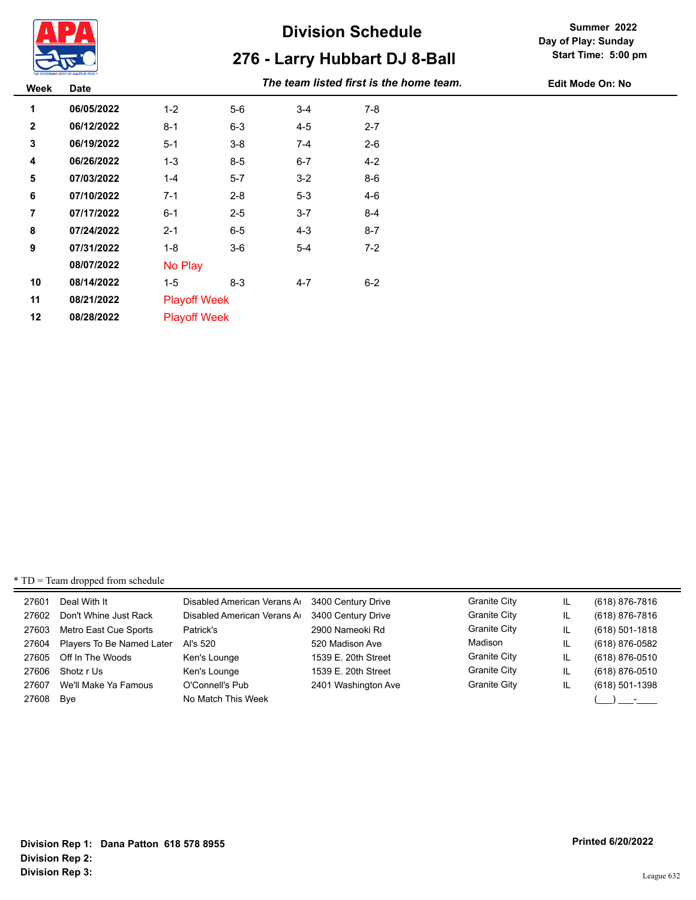# Division Schedule

## 276 - Larry Hubbart DJ 8-Ball

**Summer 2022**
**Day of Play: Sunday**
**Start Time: 5:00 pm**

***The team listed first is the home team.***

**Edit Mode On: No**

| Week | Date | | | | |
|---|---|---|---|---|---|
| 1 | 06/05/2022 | 1-2 | 5-6 | 3-4 | 7-8 |
| 2 | 06/12/2022 | 8-1 | 6-3 | 4-5 | 2-7 |
| 3 | 06/19/2022 | 5-1 | 3-8 | 7-4 | 2-6 |
| 4 | 06/26/2022 | 1-3 | 8-5 | 6-7 | 4-2 |
| 5 | 07/03/2022 | 1-4 | 5-7 | 3-2 | 8-6 |
| 6 | 07/10/2022 | 7-1 | 2-8 | 5-3 | 4-6 |
| 7 | 07/17/2022 | 6-1 | 2-5 | 3-7 | 8-4 |
| 8 | 07/24/2022 | 2-1 | 6-5 | 4-3 | 8-7 |
| 9 | 07/31/2022 | 1-8 | 3-6 | 5-4 | 7-2 |
| | 08/07/2022 | No Play | | | |
| 10 | 08/14/2022 | 1-5 | 8-3 | 4-7 | 6-2 |
| 11 | 08/21/2022 | Playoff Week | | | |
| 12 | 08/28/2022 | Playoff Week | | | |

* TD = Team dropped from schedule

| | | | | | | |
|---|---|---|---|---|---|---|
| 27601 | Deal With It | Disabled American Verans A | 3400 Century Drive | Granite City | IL | (618) 876-7816 |
| 27602 | Don't Whine Just Rack | Disabled American Verans A | 3400 Century Drive | Granite City | IL | (618) 876-7816 |
| 27603 | Metro East Cue Sports | Patrick's | 2900 Nameoki Rd | Granite City | IL | (618) 501-1818 |
| 27604 | Players To Be Named Later | Al's 520 | 520 Madison Ave | Madison | IL | (618) 876-0582 |
| 27605 | Off In The Woods | Ken's Lounge | 1539 E. 20th Street | Granite City | IL | (618) 876-0510 |
| 27606 | Shotz r Us | Ken's Lounge | 1539 E. 20th Street | Granite City | IL | (618) 876-0510 |
| 27607 | We'll Make Ya Famous | O'Connell's Pub | 2401 Washington Ave | Granite Gity | IL | (618) 501-1398 |
| 27608 | Bye | No Match This Week | | | | (___) ___-____ |

**Division Rep 1: Dana Patton 618 578 8955**
**Division Rep 2:**
**Division Rep 3:**

**Printed 6/20/2022**

League 632